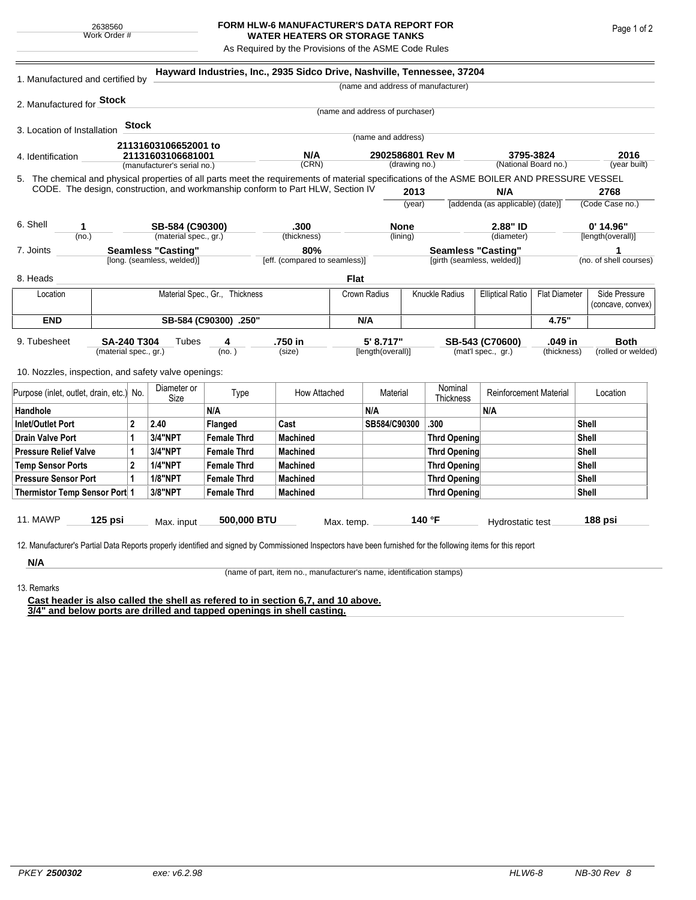2638560
Work Order #

# FORM HLW-6 MANUFACTURER'S DATA REPORT FOR WATER HEATERS OR STORAGE TANKS

As Required by the Provisions of the ASME Code Rules

1. Manufactured and certified by **Hayward Industries, Inc., 2935 Sidco Drive, Nashville, Tennessee, 37204**
(name and address of manufacturer)

2. Manufactured for **Stock**
(name and address of purchaser)

3. Location of Installation **Stock**
(name and address)

4. Identification **21131603106652001 to 21131603106681001** (manufacturer's serial no.) **N/A** (CRN) **2902586801 Rev M** (drawing no.) **3795-3824** (National Board no.) **2016** (year built)

5. The chemical and physical properties of all parts meet the requirements of material specifications of the ASME BOILER AND PRESSURE VESSEL CODE. The design, construction, and workmanship conform to Part HLW, Section IV **2013** (year) **N/A** [addenda (as applicable) (date)] **2768** (Code Case no.)

6. Shell **1** (no.) **SB-584 (C90300)** (material spec., gr.) **.300** (thickness) **None** (lining) **2.88" ID** (diameter) **0' 14.96"** [length(overall)]

7. Joints **Seamless "Casting"** [long. (seamless, welded)] **80%** [eff. (compared to seamless)] **Seamless "Casting"** [girth (seamless, welded)] **1** (no. of shell courses)

8. Heads **Flat**

| Location | Material Spec., Gr., Thickness | Crown Radius | Knuckle Radius | Elliptical Ratio | Flat Diameter | Side Pressure (concave, convex) |
|---|---|---|---|---|---|---|
| **END** | **SB-584 (C90300) .250"** | **N/A** | | | **4.75"** | |

9. Tubesheet **SA-240 T304** (material spec., gr.) Tubes **4** (no.) **.750 in** (size) **5' 8.717"** [length(overall)] **SB-543 (C70600)** (mat'l spec., gr.) **.049 in** (thickness) **Both** (rolled or welded)

10. Nozzles, inspection, and safety valve openings:

| Purpose (inlet, outlet, drain, etc.) | No. | Diameter or Size | Type | How Attached | Material | Nominal Thickness | Reinforcement Material | Location |
|---|---|---|---|---|---|---|---|---|
| **Handhole** | | | **N/A** | | **N/A** | | **N/A** | |
| **Inlet/Outlet Port** | **2** | **2.40** | **Flanged** | **Cast** | **SB584/C90300** | **.300** | | **Shell** |
| **Drain Valve Port** | **1** | **3/4"NPT** | **Female Thrd** | **Machined** | | **Thrd Opening** | | **Shell** |
| **Pressure Relief Valve** | **1** | **3/4"NPT** | **Female Thrd** | **Machined** | | **Thrd Opening** | | **Shell** |
| **Temp Sensor Ports** | **2** | **1/4"NPT** | **Female Thrd** | **Machined** | | **Thrd Opening** | | **Shell** |
| **Pressure Sensor Port** | **1** | **1/8"NPT** | **Female Thrd** | **Machined** | | **Thrd Opening** | | **Shell** |
| **Thermistor Temp Sensor Port** | **1** | **3/8"NPT** | **Female Thrd** | **Machined** | | **Thrd Opening** | | **Shell** |

11. MAWP **125 psi** Max. input **500,000 BTU** Max. temp. **140 °F** Hydrostatic test **188 psi**

12. Manufacturer's Partial Data Reports properly identified and signed by Commissioned Inspectors have been furnished for the following items for this report

**N/A**
(name of part, item no., manufacturer's name, identification stamps)

13. Remarks

**Cast header is also called the shell as refered to in section 6,7, and 10 above.**
**3/4" and below ports are drilled and tapped openings in shell casting.**

PKEY **2500302** exe: v6.2.98 HLW6-8 NB-30 Rev 8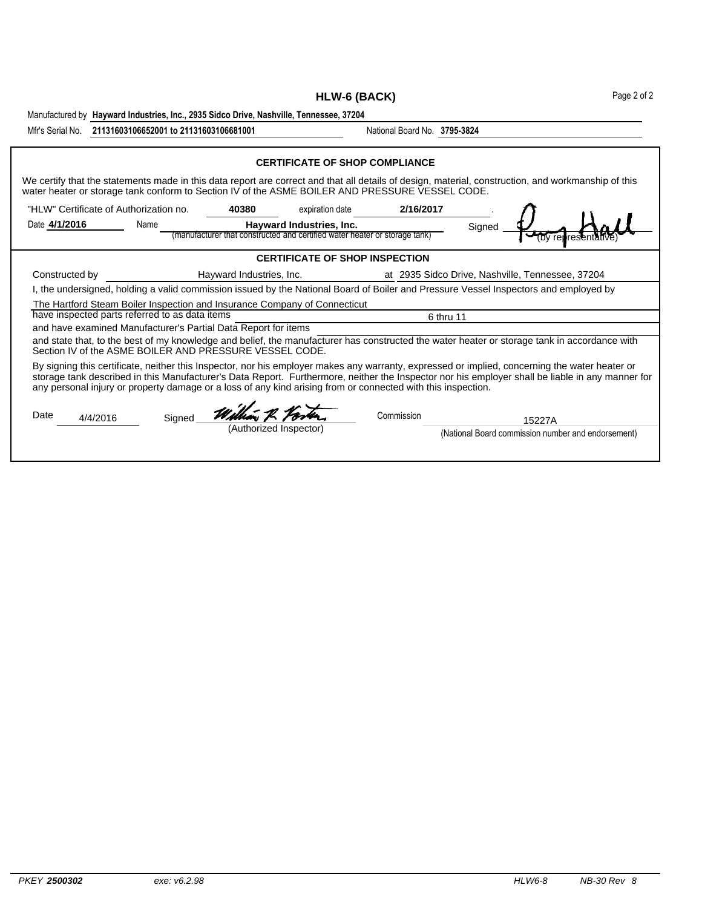# HLW-6 (BACK)

Manufactured by **Hayward Industries, Inc., 2935 Sidco Drive, Nashville, Tennessee, 37204**

Mfr's Serial No. **21131603106652001 to 21131603106681001** National Board No. **3795-3824**

## CERTIFICATE OF SHOP COMPLIANCE

We certify that the statements made in this data report are correct and that all details of design, material, construction, and workmanship of this water heater or storage tank conform to Section IV of the ASME BOILER AND PRESSURE VESSEL CODE.

"HLW" Certificate of Authorization no. **40380** expiration date **2/16/2017**.

Date **4/1/2016** Name **Hayward Industries, Inc.** (manufacturer that constructed and certified water heater or storage tank) Signed (by representative)

## CERTIFICATE OF SHOP INSPECTION

Constructed by Hayward Industries, Inc. at 2935 Sidco Drive, Nashville, Tennessee, 37204

I, the undersigned, holding a valid commission issued by the National Board of Boiler and Pressure Vessel Inspectors and employed by The Hartford Steam Boiler Inspection and Insurance Company of Connecticut

have inspected parts referred to as data items 6 thru 11

and have examined Manufacturer's Partial Data Report for items

and state that, to the best of my knowledge and belief, the manufacturer has constructed the water heater or storage tank in accordance with Section IV of the ASME BOILER AND PRESSURE VESSEL CODE.

By signing this certificate, neither this Inspector, nor his employer makes any warranty, expressed or implied, concerning the water heater or storage tank described in this Manufacturer's Data Report. Furthermore, neither the Inspector nor his employer shall be liable in any manner for any personal injury or property damage or a loss of any kind arising from or connected with this inspection.

Date 4/4/2016 Signed (Authorized Inspector) Commission 15227A (National Board commission number and endorsement)

*PKEY* ***2500302*** *exe: v6.2.98* *HLW6-8* *NB-30 Rev 8*